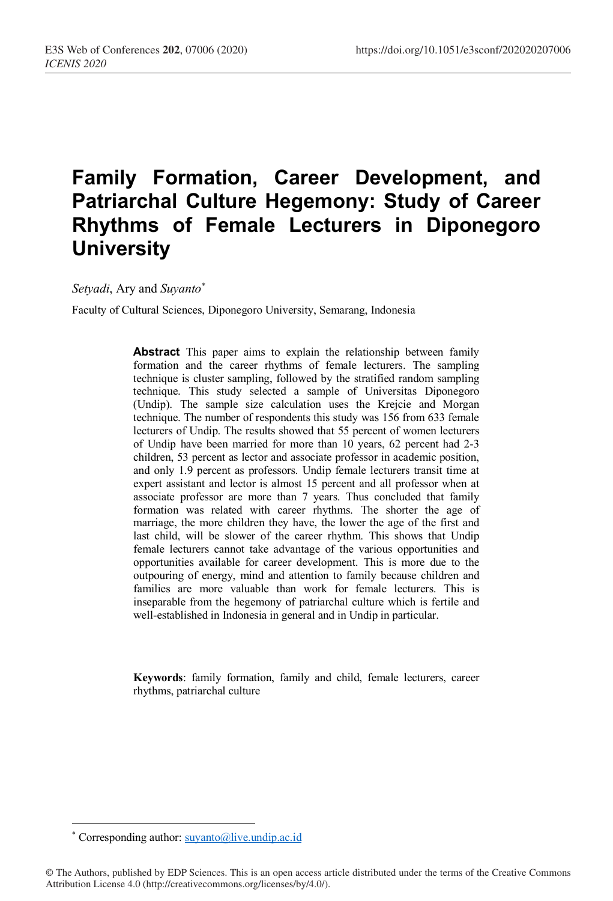# Family Formation, Career Development, and Patriarchal Culture Hegemony: Study of Career Rhythms of Female Lecturers in Diponegoro University

*Setyadi*, Ary and *Suyanto*[*]

Faculty of Cultural Sciences, Diponegoro University, Semarang, Indonesia

**Abstract** This paper aims to explain the relationship between family formation and the career rhythms of female lecturers. The sampling technique is cluster sampling, followed by the stratified random sampling technique. This study selected a sample of Universitas Diponegoro (Undip). The sample size calculation uses the Krejcie and Morgan technique. The number of respondents this study was 156 from 633 female lecturers of Undip. The results showed that 55 percent of women lecturers of Undip have been married for more than 10 years, 62 percent had 2-3 children, 53 percent as lector and associate professor in academic position, and only 1.9 percent as professors. Undip female lecturers transit time at expert assistant and lector is almost 15 percent and all professor when at associate professor are more than 7 years. Thus concluded that family formation was related with career rhythms. The shorter the age of marriage, the more children they have, the lower the age of the first and last child, will be slower of the career rhythm. This shows that Undip female lecturers cannot take advantage of the various opportunities and opportunities available for career development. This is more due to the outpouring of energy, mind and attention to family because children and families are more valuable than work for female lecturers. This is inseparable from the hegemony of patriarchal culture which is fertile and well-established in Indonesia in general and in Undip in particular.

**Keywords**: family formation, family and child, female lecturers, career rhythms, patriarchal culture

---

[*] Corresponding author: suyanto@live.undip.ac.id

© The Authors, published by EDP Sciences. This is an open access article distributed under the terms of the Creative Commons Attribution License 4.0 (http://creativecommons.org/licenses/by/4.0/).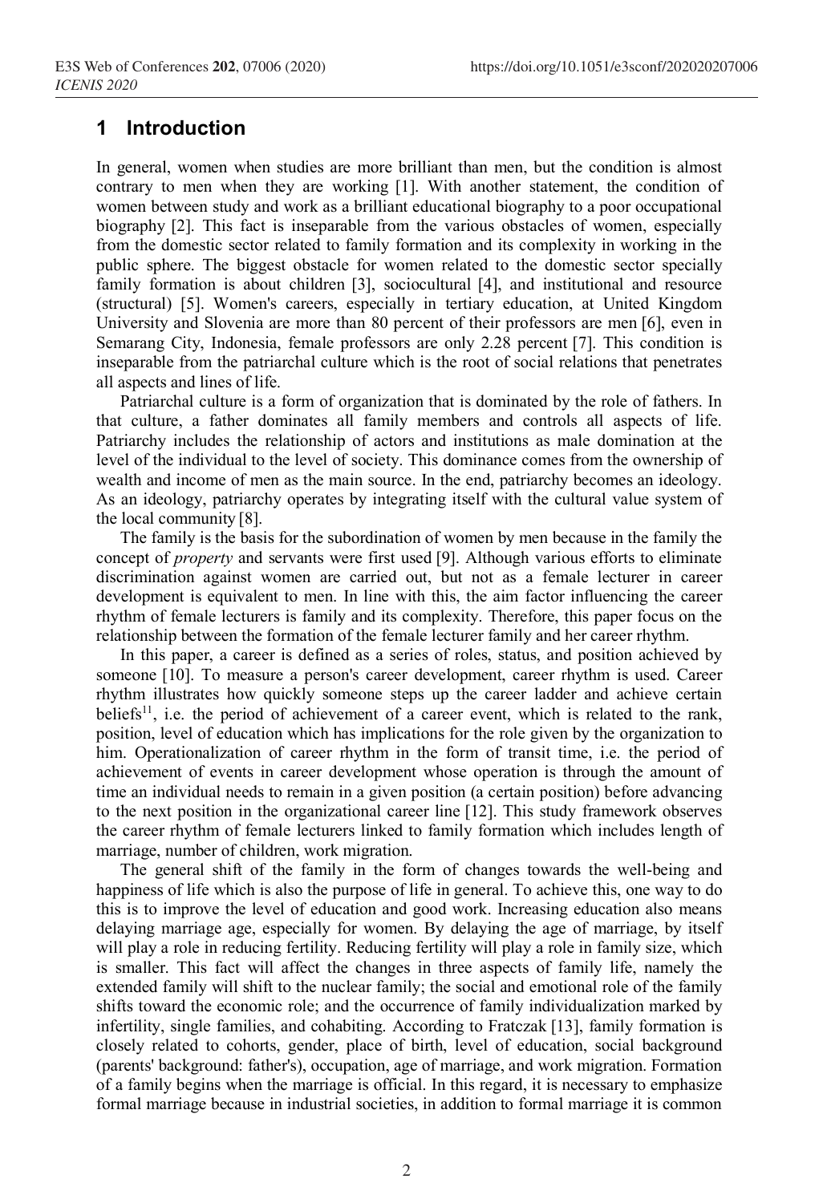# 1 Introduction

In general, women when studies are more brilliant than men, but the condition is almost contrary to men when they are working [1]. With another statement, the condition of women between study and work as a brilliant educational biography to a poor occupational biography [2]. This fact is inseparable from the various obstacles of women, especially from the domestic sector related to family formation and its complexity in working in the public sphere. The biggest obstacle for women related to the domestic sector specially family formation is about children [3], sociocultural [4], and institutional and resource (structural) [5]. Women's careers, especially in tertiary education, at United Kingdom University and Slovenia are more than 80 percent of their professors are men [6], even in Semarang City, Indonesia, female professors are only 2.28 percent [7]. This condition is inseparable from the patriarchal culture which is the root of social relations that penetrates all aspects and lines of life.

Patriarchal culture is a form of organization that is dominated by the role of fathers. In that culture, a father dominates all family members and controls all aspects of life. Patriarchy includes the relationship of actors and institutions as male domination at the level of the individual to the level of society. This dominance comes from the ownership of wealth and income of men as the main source. In the end, patriarchy becomes an ideology. As an ideology, patriarchy operates by integrating itself with the cultural value system of the local community [8].

The family is the basis for the subordination of women by men because in the family the concept of *property* and servants were first used [9]. Although various efforts to eliminate discrimination against women are carried out, but not as a female lecturer in career development is equivalent to men. In line with this, the aim factor influencing the career rhythm of female lecturers is family and its complexity. Therefore, this paper focus on the relationship between the formation of the female lecturer family and her career rhythm.

In this paper, a career is defined as a series of roles, status, and position achieved by someone [10]. To measure a person's career development, career rhythm is used. Career rhythm illustrates how quickly someone steps up the career ladder and achieve certain beliefs[11], i.e. the period of achievement of a career event, which is related to the rank, position, level of education which has implications for the role given by the organization to him. Operationalization of career rhythm in the form of transit time, i.e. the period of achievement of events in career development whose operation is through the amount of time an individual needs to remain in a given position (a certain position) before advancing to the next position in the organizational career line [12]. This study framework observes the career rhythm of female lecturers linked to family formation which includes length of marriage, number of children, work migration.

The general shift of the family in the form of changes towards the well-being and happiness of life which is also the purpose of life in general. To achieve this, one way to do this is to improve the level of education and good work. Increasing education also means delaying marriage age, especially for women. By delaying the age of marriage, by itself will play a role in reducing fertility. Reducing fertility will play a role in family size, which is smaller. This fact will affect the changes in three aspects of family life, namely the extended family will shift to the nuclear family; the social and emotional role of the family shifts toward the economic role; and the occurrence of family individualization marked by infertility, single families, and cohabiting. According to Fratczak [13], family formation is closely related to cohorts, gender, place of birth, level of education, social background (parents' background: father's), occupation, age of marriage, and work migration. Formation of a family begins when the marriage is official. In this regard, it is necessary to emphasize formal marriage because in industrial societies, in addition to formal marriage it is common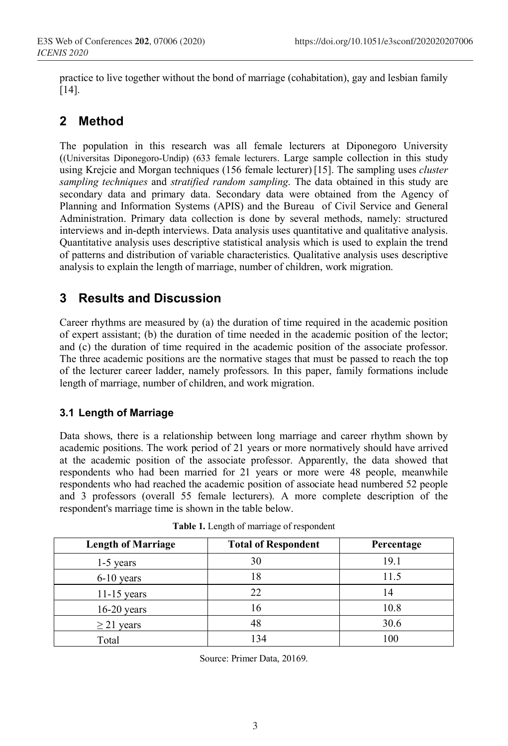practice to live together without the bond of marriage (cohabitation), gay and lesbian family [14].

## 2 Method

The population in this research was all female lecturers at Diponegoro University ((Universitas Diponegoro-Undip) (633 female lecturers. Large sample collection in this study using Krejcie and Morgan techniques (156 female lecturer) [15]. The sampling uses *cluster sampling techniques* and *stratified random sampling*. The data obtained in this study are secondary data and primary data. Secondary data were obtained from the Agency of Planning and Information Systems (APIS) and the Bureau of Civil Service and General Administration. Primary data collection is done by several methods, namely: structured interviews and in-depth interviews. Data analysis uses quantitative and qualitative analysis. Quantitative analysis uses descriptive statistical analysis which is used to explain the trend of patterns and distribution of variable characteristics. Qualitative analysis uses descriptive analysis to explain the length of marriage, number of children, work migration.

## 3 Results and Discussion

Career rhythms are measured by (a) the duration of time required in the academic position of expert assistant; (b) the duration of time needed in the academic position of the lector; and (c) the duration of time required in the academic position of the associate professor. The three academic positions are the normative stages that must be passed to reach the top of the lecturer career ladder, namely professors. In this paper, family formations include length of marriage, number of children, and work migration.

### 3.1 Length of Marriage

Data shows, there is a relationship between long marriage and career rhythm shown by academic positions. The work period of 21 years or more normatively should have arrived at the academic position of the associate professor. Apparently, the data showed that respondents who had been married for 21 years or more were 48 people, meanwhile respondents who had reached the academic position of associate head numbered 52 people and 3 professors (overall 55 female lecturers). A more complete description of the respondent's marriage time is shown in the table below.

**Table 1.** Length of marriage of respondent

| Length of Marriage | Total of Respondent | Percentage |
| --- | --- | --- |
| 1-5 years | 30 | 19.1 |
| 6-10 years | 18 | 11.5 |
| 11-15 years | 22 | 14 |
| 16-20 years | 16 | 10.8 |
| ≥ 21 years | 48 | 30.6 |
| Total | 134 | 100 |

Source: Primer Data, 20169.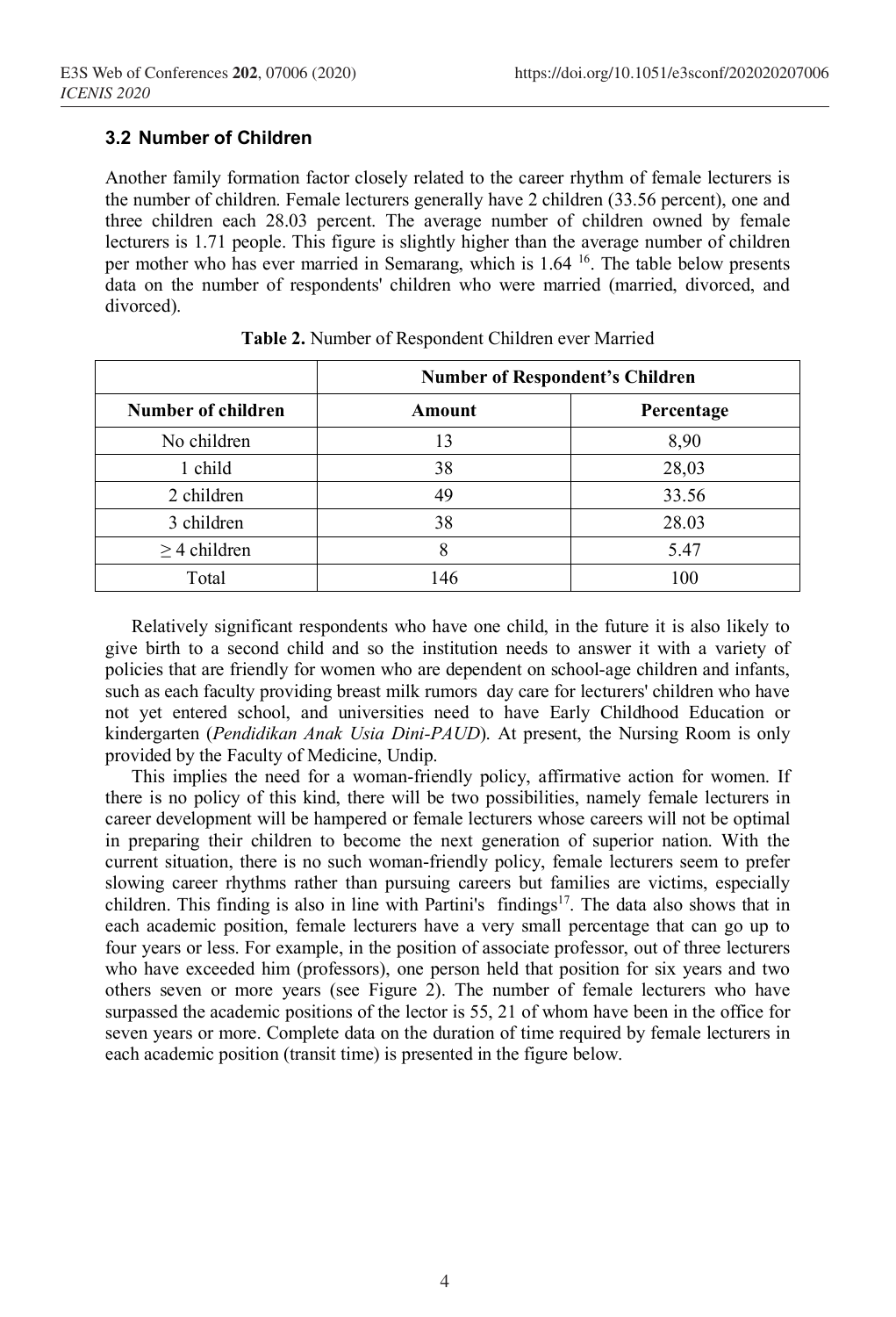### 3.2 Number of Children

Another family formation factor closely related to the career rhythm of female lecturers is the number of children. Female lecturers generally have 2 children (33.56 percent), one and three children each 28.03 percent. The average number of children owned by female lecturers is 1.71 people. This figure is slightly higher than the average number of children per mother who has ever married in Semarang, which is 1.64 [16]. The table below presents data on the number of respondents' children who were married (married, divorced, and divorced).

**Table 2.** Number of Respondent Children ever Married

| | Number of Respondent's Children | |
|---|---|---|
| **Number of children** | **Amount** | **Percentage** |
| No children | 13 | 8,90 |
| 1 child | 38 | 28,03 |
| 2 children | 49 | 33.56 |
| 3 children | 38 | 28.03 |
| ≥ 4 children | 8 | 5.47 |
| Total | 146 | 100 |

Relatively significant respondents who have one child, in the future it is also likely to give birth to a second child and so the institution needs to answer it with a variety of policies that are friendly for women who are dependent on school-age children and infants, such as each faculty providing breast milk rumors  day care for lecturers' children who have not yet entered school, and universities need to have Early Childhood Education or kindergarten (*Pendidikan Anak Usia Dini-PAUD*). At present, the Nursing Room is only provided by the Faculty of Medicine, Undip.

This implies the need for a woman-friendly policy, affirmative action for women. If there is no policy of this kind, there will be two possibilities, namely female lecturers in career development will be hampered or female lecturers whose careers will not be optimal in preparing their children to become the next generation of superior nation. With the current situation, there is no such woman-friendly policy, female lecturers seem to prefer slowing career rhythms rather than pursuing careers but families are victims, especially children. This finding is also in line with Partini's  findings[17]. The data also shows that in each academic position, female lecturers have a very small percentage that can go up to four years or less. For example, in the position of associate professor, out of three lecturers who have exceeded him (professors), one person held that position for six years and two others seven or more years (see Figure 2). The number of female lecturers who have surpassed the academic positions of the lector is 55, 21 of whom have been in the office for seven years or more. Complete data on the duration of time required by female lecturers in each academic position (transit time) is presented in the figure below.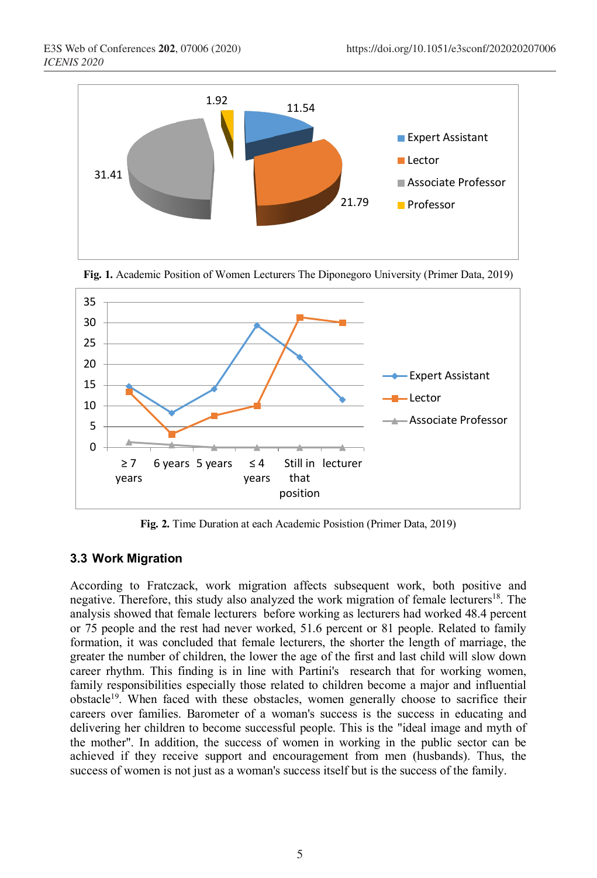Fig. 1. Academic Position of Women Lecturers The Diponegoro University (Primer Data, 2019)

Fig. 2. Time Duration at each Academic Posistion (Primer Data, 2019)

### 3.3 Work Migration

According to Fratczack, work migration affects subsequent work, both positive and negative. Therefore, this study also analyzed the work migration of female lecturers[18]. The analysis showed that female lecturers before working as lecturers had worked 48.4 percent or 75 people and the rest had never worked, 51.6 percent or 81 people. Related to family formation, it was concluded that female lecturers, the shorter the length of marriage, the greater the number of children, the lower the age of the first and last child will slow down career rhythm. This finding is in line with Partini's research that for working women, family responsibilities especially those related to children become a major and influential obstacle[19]. When faced with these obstacles, women generally choose to sacrifice their careers over families. Barometer of a woman's success is the success in educating and delivering her children to become successful people. This is the "ideal image and myth of the mother". In addition, the success of women in working in the public sector can be achieved if they receive support and encouragement from men (husbands). Thus, the success of women is not just as a woman's success itself but is the success of the family.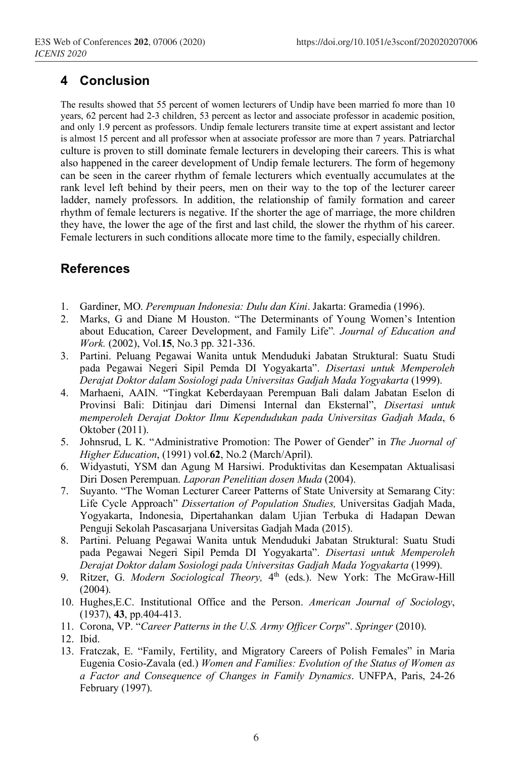## 4 Conclusion

The results showed that 55 percent of women lecturers of Undip have been married fo more than 10 years, 62 percent had 2-3 children, 53 percent as lector and associate professor in academic position, and only 1.9 percent as professors. Undip female lecturers transite time at expert assistant and lector is almost 15 percent and all professor when at associate professor are more than 7 years. Patriarchal culture is proven to still dominate female lecturers in developing their careers. This is what also happened in the career development of Undip female lecturers. The form of hegemony can be seen in the career rhythm of female lecturers which eventually accumulates at the rank level left behind by their peers, men on their way to the top of the lecturer career ladder, namely professors. In addition, the relationship of family formation and career rhythm of female lecturers is negative. If the shorter the age of marriage, the more children they have, the lower the age of the first and last child, the slower the rhythm of his career. Female lecturers in such conditions allocate more time to the family, especially children.

## References

1. Gardiner, MO. *Perempuan Indonesia: Dulu dan Kini*. Jakarta: Gramedia (1996).
2. Marks, G and Diane M Houston. "The Determinants of Young Women's Intention about Education, Career Development, and Family Life". *Journal of Education and Work.* (2002), Vol.**15**, No.3 pp. 321-336.
3. Partini. Peluang Pegawai Wanita untuk Menduduki Jabatan Struktural: Suatu Studi pada Pegawai Negeri Sipil Pemda DI Yogyakarta". *Disertasi untuk Memperoleh Derajat Doktor dalam Sosiologi pada Universitas Gadjah Mada Yogyakarta* (1999).
4. Marhaeni, AAIN. "Tingkat Keberdayaan Perempuan Bali dalam Jabatan Eselon di Provinsi Bali: Ditinjau dari Dimensi Internal dan Eksternal", *Disertasi untuk memperoleh Derajat Doktor Ilmu Kependudukan pada Universitas Gadjah Mada*, 6 Oktober (2011).
5. Johnsrud, L K. "Administrative Promotion: The Power of Gender" in *The Juornal of Higher Education*, (1991) vol.**62**, No.2 (March/April).
6. Widyastuti, YSM dan Agung M Harsiwi. Produktivitas dan Kesempatan Aktualisasi Diri Dosen Perempuan. *Laporan Penelitian dosen Muda* (2004).
7. Suyanto. "The Woman Lecturer Career Patterns of State University at Semarang City: Life Cycle Approach" *Dissertation of Population Studies,* Universitas Gadjah Mada, Yogyakarta, Indonesia, Dipertahankan dalam Ujian Terbuka di Hadapan Dewan Penguji Sekolah Pascasarjana Universitas Gadjah Mada (2015).
8. Partini. Peluang Pegawai Wanita untuk Menduduki Jabatan Struktural: Suatu Studi pada Pegawai Negeri Sipil Pemda DI Yogyakarta". *Disertasi untuk Memperoleh Derajat Doktor dalam Sosiologi pada Universitas Gadjah Mada Yogyakarta* (1999).
9. Ritzer, G. *Modern Sociological Theory,* 4th (eds.). New York: The McGraw-Hill (2004).
10. Hughes,E.C. Institutional Office and the Person. *American Journal of Sociology*, (1937), **43**, pp.404-413.
11. Corona, VP. "*Career Patterns in the U.S. Army Officer Corps*". *Springer* (2010).
12. Ibid.
13. Fratczak, E. "Family, Fertility, and Migratory Careers of Polish Females" in Maria Eugenia Cosio-Zavala (ed.) *Women and Families: Evolution of the Status of Women as a Factor and Consequence of Changes in Family Dynamics*. UNFPA, Paris, 24-26 February (1997).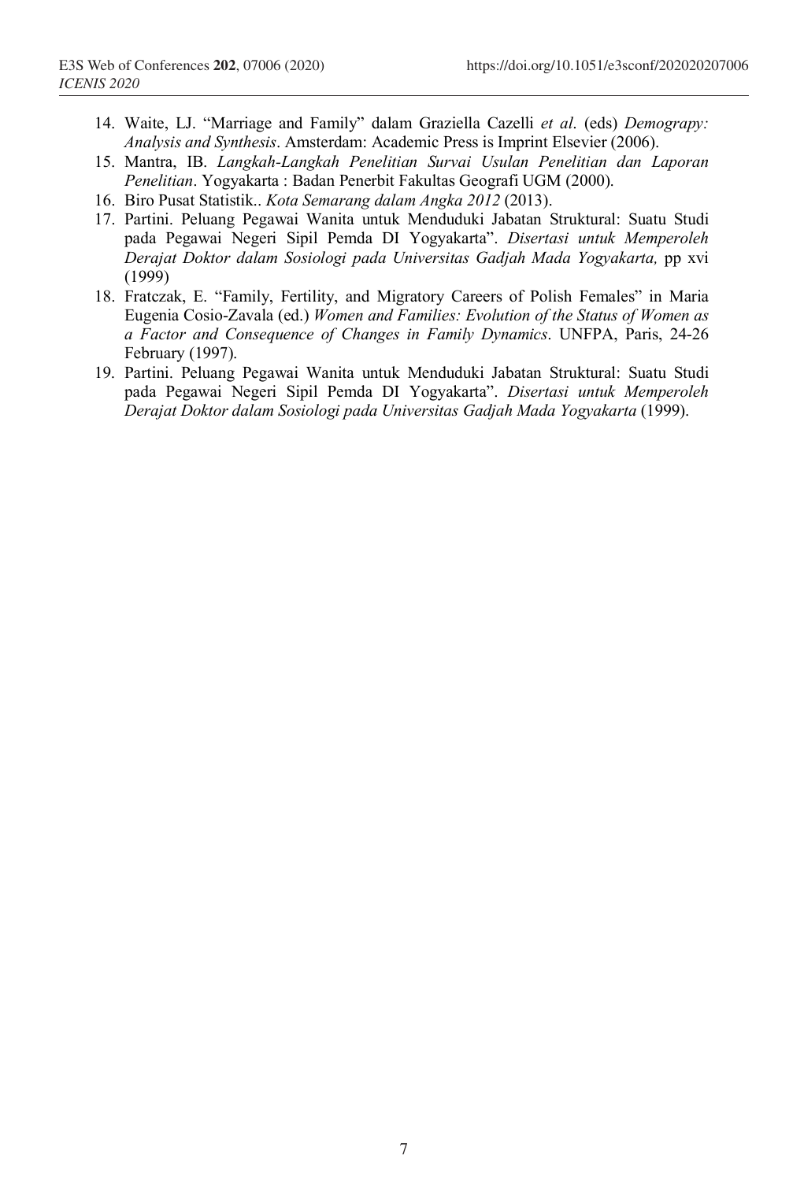14. Waite, LJ. “Marriage and Family” dalam Graziella Cazelli *et al*. (eds) *Demograpy: Analysis and Synthesis*. Amsterdam: Academic Press is Imprint Elsevier (2006).
15. Mantra, IB. *Langkah-Langkah Penelitian Survai Usulan Penelitian dan Laporan Penelitian*. Yogyakarta : Badan Penerbit Fakultas Geografi UGM (2000).
16. Biro Pusat Statistik.. *Kota Semarang dalam Angka 2012* (2013).
17. Partini. Peluang Pegawai Wanita untuk Menduduki Jabatan Struktural: Suatu Studi pada Pegawai Negeri Sipil Pemda DI Yogyakarta”. *Disertasi untuk Memperoleh Derajat Doktor dalam Sosiologi pada Universitas Gadjah Mada Yogyakarta,* pp xvi (1999)
18. Fratczak, E. “Family, Fertility, and Migratory Careers of Polish Females” in Maria Eugenia Cosio-Zavala (ed.) *Women and Families: Evolution of the Status of Women as a Factor and Consequence of Changes in Family Dynamics*. UNFPA, Paris, 24-26 February (1997).
19. Partini. Peluang Pegawai Wanita untuk Menduduki Jabatan Struktural: Suatu Studi pada Pegawai Negeri Sipil Pemda DI Yogyakarta”. *Disertasi untuk Memperoleh Derajat Doktor dalam Sosiologi pada Universitas Gadjah Mada Yogyakarta* (1999).